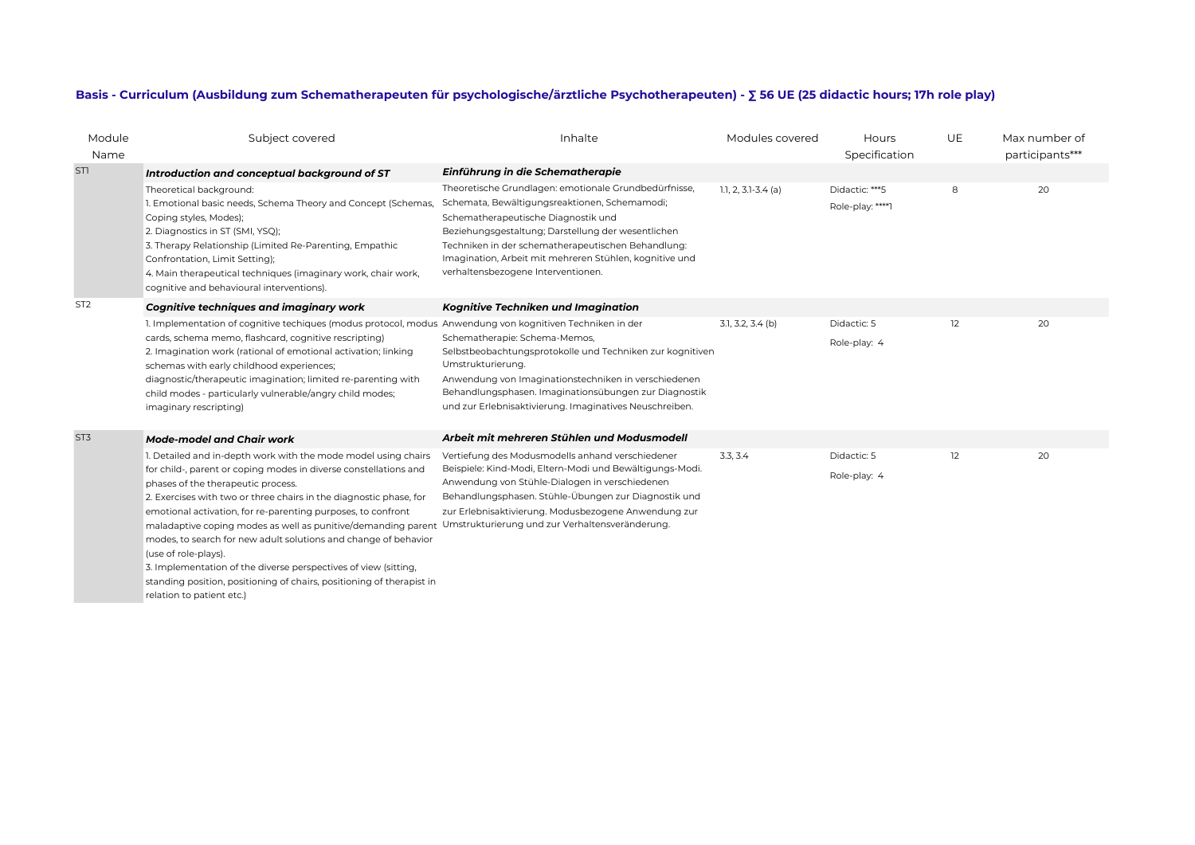## Basis - Curriculum (Ausbildung zum Schematherapeuten für psychologische/ärztliche Psychotherapeuten) - ∑ 56 UE (25 didactic hours; 17h role play)

| Module Name | Subject covered | Inhalte | Modules covered | Hours Specification | UE | Max number of participants*** |
|---|---|---|---|---|---|---|
| ST1 | ***Introduction and conceptual background of ST*** | ***Einführung in die Schematherapie*** | | | | |
| | Theoretical background:<br>1. Emotional basic needs, Schema Theory and Concept (Schemas, Coping styles, Modes);<br>2. Diagnostics in ST (SMI, YSQ);<br>3. Therapy Relationship (Limited Re-Parenting, Empathic Confrontation, Limit Setting);<br>4. Main therapeutical techniques (imaginary work, chair work, cognitive and behavioural interventions). | Theoretische Grundlagen: emotionale Grundbedürfnisse, Schemata, Bewältigungsreaktionen, Schemamodi; Schematherapeutische Diagnostik und Beziehungsgestaltung; Darstellung der wesentlichen Techniken in der schematherapeutischen Behandlung: Imagination, Arbeit mit mehreren Stühlen, kognitive und verhaltensbezogene Interventionen. | 1.1, 2, 3.1-3.4 (a) | Didactic: ***5<br>Role-play: ****1 | 8 | 20 |
| ST2 | ***Cognitive techniques and imaginary work*** | ***Kognitive Techniken und Imagination*** | | | | |
| | 1. Implementation of cognitive techiques (modus protocol, modus cards, schema memo, flashcard, cognitive rescripting)<br>2. Imagination work (rational of emotional activation; linking schemas with early childhood experiences; diagnostic/therapeutic imagination; limited re-parenting with child modes - particularly vulnerable/angry child modes; imaginary rescripting) | Anwendung von kognitiven Techniken in der Schematherapie: Schema-Memos, Selbstbeobachtungsprotokolle und Techniken zur kognitiven Umstrukturierung.<br>Anwendung von Imaginationstechniken in verschiedenen Behandlungsphasen. Imaginationsübungen zur Diagnostik und zur Erlebnisaktivierung. Imaginatives Neuschreiben. | 3.1, 3.2, 3.4 (b) | Didactic: 5<br>Role-play: 4 | 12 | 20 |
| ST3 | ***Mode-model and Chair work*** | ***Arbeit mit mehreren Stühlen und Modusmodell*** | | | | |
| | 1. Detailed and in-depth work with the mode model using chairs for child-, parent or coping modes in diverse constellations and phases of the therapeutic process.<br>2. Exercises with two or three chairs in the diagnostic phase, for emotional activation, for re-parenting purposes, to confront maladaptive coping modes as well as punitive/demanding parent modes, to search for new adult solutions and change of behavior (use of role-plays).<br>3. Implementation of the diverse perspectives of view (sitting, standing position, positioning of chairs, positioning of therapist in relation to patient etc.) | Vertiefung des Modusmodells anhand verschiedener Beispiele: Kind-Modi, Eltern-Modi und Bewältigungs-Modi. Anwendung von Stühle-Dialogen in verschiedenen Behandlungsphasen. Stühle-Übungen zur Diagnostik und zur Erlebnisaktivierung. Modusbezogene Anwendung zur Umstrukturierung und zur Verhaltensveränderung. | 3.3, 3.4 | Didactic: 5<br>Role-play: 4 | 12 | 20 |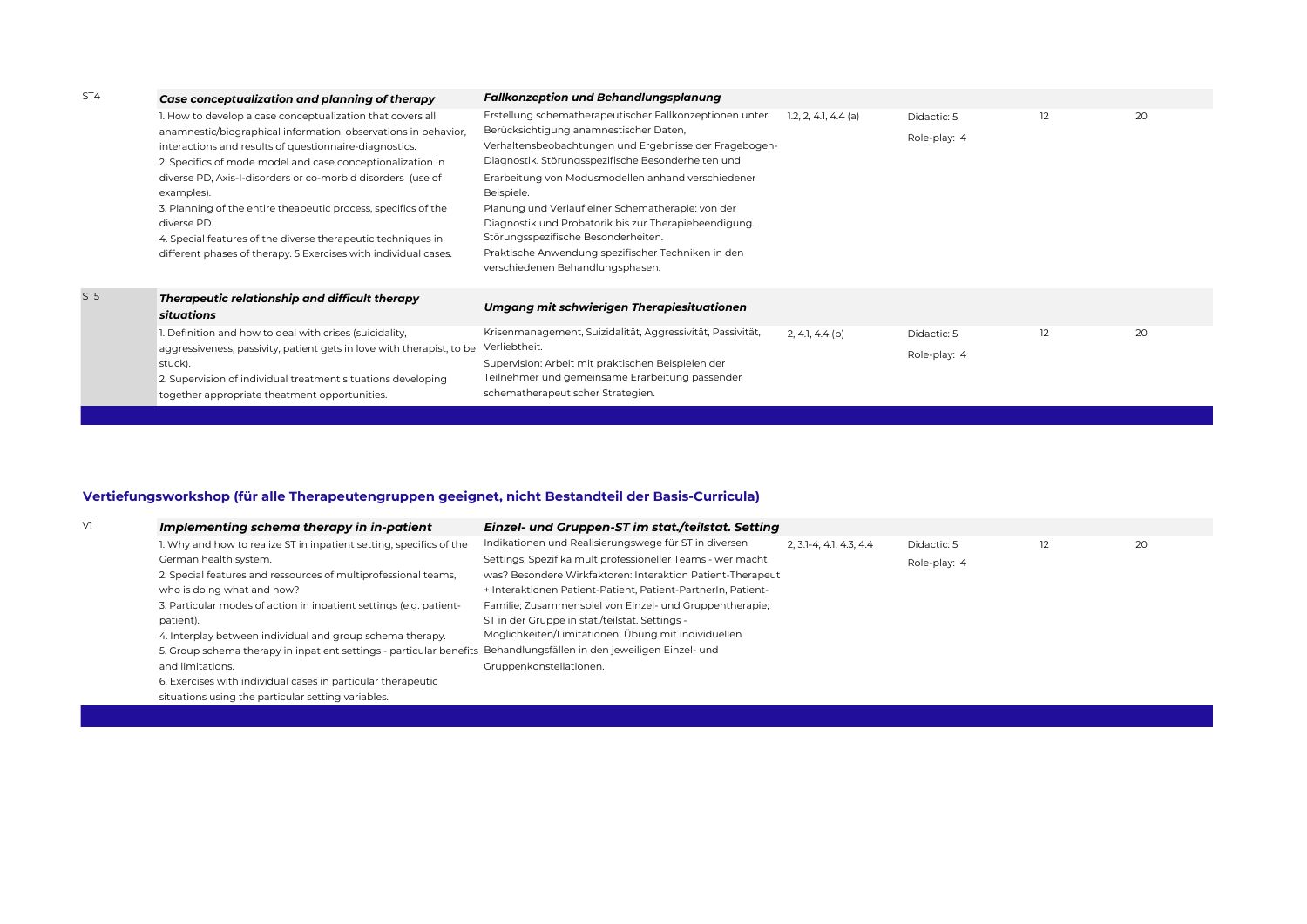| | | | | | | |
|---|---|---|---|---|---|---|
| ST4 | ***Case conceptualization and planning of therapy*** | ***Fallkonzeption und Behandlungsplanung*** | | | | |
| | 1. How to develop a case conceptualization that covers all anamnestic/biographical information, observations in behavior, interactions and results of questionnaire-diagnostics. 2. Specifics of mode model and case conceptionalization in diverse PD, Axis-I-disorders or co-morbid disorders (use of examples). 3. Planning of the entire theapeutic process, specifics of the diverse PD. 4. Special features of the diverse therapeutic techniques in different phases of therapy. 5 Exercises with individual cases. | Erstellung schematherapeutischer Fallkonzeptionen unter Berücksichtigung anamnestischer Daten, Verhaltensbeobachtungen und Ergebnisse der Fragebogen-Diagnostik. Störungsspezifische Besonderheiten und Erarbeitung von Modusmodellen anhand verschiedener Beispiele. Planung und Verlauf einer Schematherapie: von der Diagnostik und Probatorik bis zur Therapiebeendigung. Störungsspezifische Besonderheiten. Praktische Anwendung spezifischer Techniken in den verschiedenen Behandlungsphasen. | 1.2, 2, 4.1, 4.4 (a) | Didactic: 5<br>Role-play: 4 | 12 | 20 |
| ST5 | ***Therapeutic relationship and difficult therapy situations*** | ***Umgang mit schwierigen Therapiesituationen*** | | | | |
| | 1. Definition and how to deal with crises (suicidality, aggressiveness, passivity, patient gets in love with therapist, to be stuck). 2. Supervision of individual treatment situations developing together appropriate theatment opportunities. | Krisenmanagement, Suizidalität, Aggressivität, Passivität, Verliebtheit. Supervision: Arbeit mit praktischen Beispielen der Teilnehmer und gemeinsame Erarbeitung passender schematherapeutischer Strategien. | 2, 4.1, 4.4 (b) | Didactic: 5<br>Role-play: 4 | 12 | 20 |

## Vertiefungsworkshop (für alle Therapeutengruppen geeignet, nicht Bestandteil der Basis-Curricula)

| | | | | | | |
|---|---|---|---|---|---|---|
| V1 | ***Implementing schema therapy in in-patient*** | ***Einzel- und Gruppen-ST im stat./teilstat. Setting*** | | | | |
| | 1. Why and how to realize ST in inpatient setting, specifics of the German health system. 2. Special features and ressources of multiprofessional teams, who is doing what and how? 3. Particular modes of action in inpatient settings (e.g. patient-patient). 4. Interplay between individual and group schema therapy. 5. Group schema therapy in inpatient settings - particular benefits and limitations. 6. Exercises with individual cases in particular therapeutic situations using the particular setting variables. | Indikationen und Realisierungswege für ST in diversen Settings; Spezifika multiprofessioneller Teams - wer macht was? Besondere Wirkfaktoren: Interaktion Patient-Therapeut + Interaktionen Patient-Patient, Patient-PartnerIn, Patient-Familie; Zusammenspiel von Einzel- und Gruppentherapie; ST in der Gruppe in stat./teilstat. Settings - Möglichkeiten/Limitationen; Übung mit individuellen Behandlungsfällen in den jeweiligen Einzel- und Gruppenkonstellationen. | 2, 3.1-4, 4.1, 4.3, 4.4 | Didactic: 5<br>Role-play: 4 | 12 | 20 |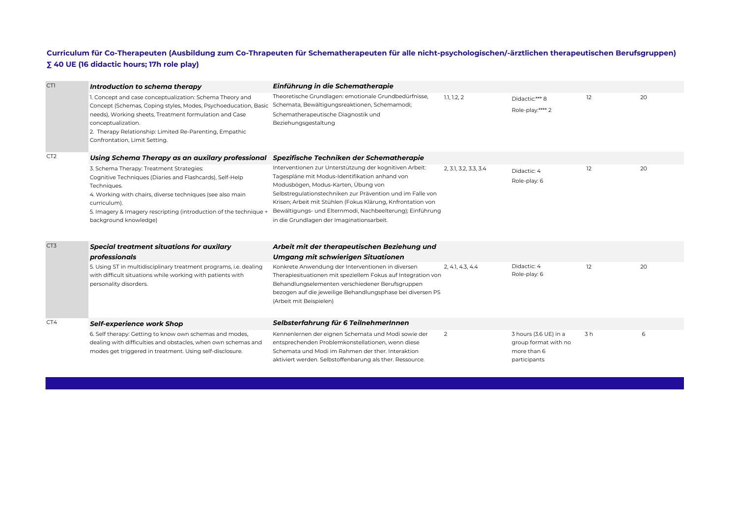**Curriculum für Co-Therapeuten (Ausbildung zum Co-Thrapeuten für Schematherapeuten für alle nicht-psychologischen/-ärztlichen therapeutischen Berufsgruppen)**
**∑ 40 UE (16 didactic hours; 17h role play)**

| | | | | | | |
|---|---|---|---|---|---|---|
| CT1 | ***Introduction to schema therapy*** | ***Einführung in die Schematherapie*** | | | | |
| | 1. Concept and case conceptualization: Schema Theory and Concept (Schemas, Coping styles, Modes, Psychoeducation, Basic needs), Working sheets, Treatment formulation and Case conceptualization.<br>2. Therapy Relationship: Limited Re-Parenting, Empathic Confrontation, Limit Setting. | Theoretische Grundlagen: emotionale Grundbedürfnisse, Schemata, Bewältigungsreaktionen, Schemamodi; Schematherapeutische Diagnostik und Beziehungsgestaltung | 1.1, 1.2, 2 | Didactic:*** 8<br>Role-play:**** 2 | 12 | 20 |
| CT2 | ***Using Schema Therapy as an auxilary professional*** | ***Spezifische Techniken der Schematherapie*** | | | | |
| | 3. Schema Therapy: Treatment Strategies:<br>Cognitive Techniques (Diaries and Flashcards), Self-Help Techniques.<br>4. Working with chairs, diverse techniques (see also main curriculum).<br>5. Imagery & Imagery rescripting (introduction of the technique + background knowledge) | Interventionen zur Unterstützung der kognitiven Arbeit: Tagespläne mit Modus-Identifikation anhand von Modusbögen, Modus-Karten, Übung von Selbstregulationstechniken zur Prävention und im Falle von Krisen; Arbeit mit Stühlen (Fokus Klärung, Knfrontation von Bewältigungs- und Elternmodi, Nachbeelterung); Einführung in die Grundlagen der Imaginationsarbeit. | 2, 3.1, 3.2, 3.3, 3.4 | Didactic: 4<br>Role-play: 6 | 12 | 20 |
| CT3 | ***Special treatment situations for auxilary professionals*** | ***Arbeit mit der therapeutischen Beziehung und Umgang mit schwierigen Situationen*** | | | | |
| | 5. Using ST in multidisciplinary treatment programs, i.e. dealing with difficult situations while working with patients with personality disorders. | Konkrete Anwendung der Interventionen in diversen Therapiesituationen mit speziellem Fokus auf Integration von Behandlungselementen verschiedener Berufsgruppen bezogen auf die jeweilige Behandlungsphase bei diversen PS (Arbeit mit Beispielen) | 2, 4.1, 4.3, 4.4 | Didactic: 4<br>Role-play: 6 | 12 | 20 |
| CT4 | ***Self-experience work Shop*** | ***Selbsterfahrung für 6 TeilnehmerInnen*** | | | | |
| | 6. Self therapy: Getting to know own schemas and modes, dealing with difficulties and obstacles, when own schemas and modes get triggered in treatment. Using self-disclosure. | Kennenlernen der eignen Schemata und Modi sowie der entsprechenden Problemkonstellationen, wenn diese Schemata und Modi im Rahmen der ther. Interaktion aktiviert werden. Selbstoffenbarung als ther. Ressource. | 2 | 3 hours (3.6 UE) in a group format with no more than 6 participants | 3 h | 6 |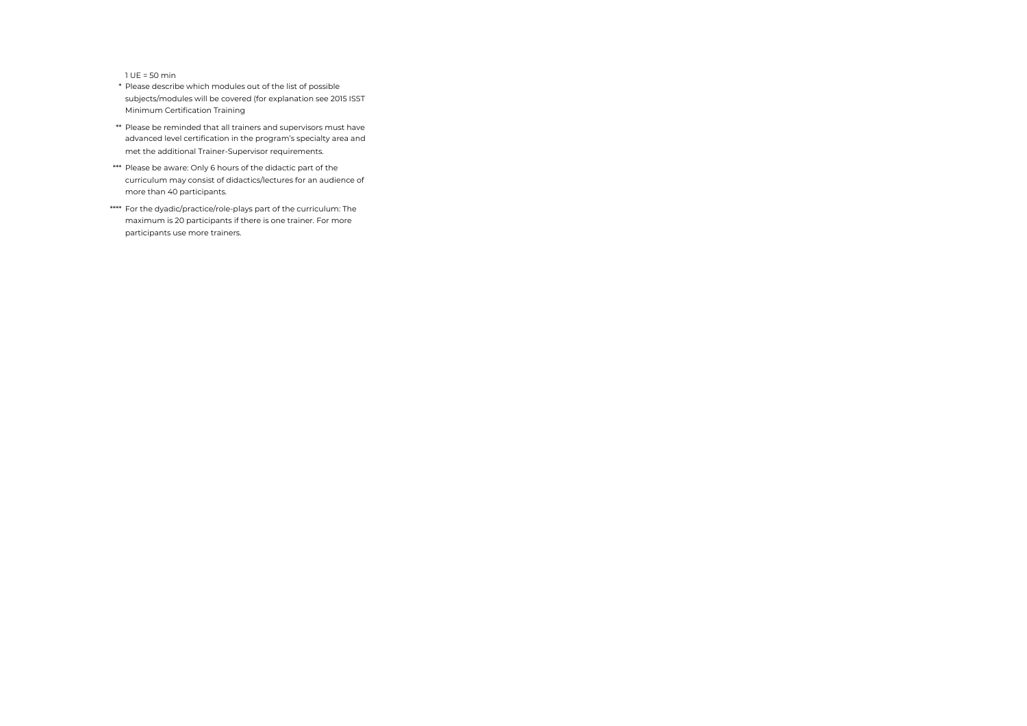1 UE = 50 min

\* Please describe which modules out of the list of possible subjects/modules will be covered (for explanation see 2015 ISST Minimum Certification Training

\*\* Please be reminded that all trainers and supervisors must have advanced level certification in the program's specialty area and met the additional Trainer-Supervisor requirements.

\*\*\* Please be aware: Only 6 hours of the didactic part of the curriculum may consist of didactics/lectures for an audience of more than 40 participants.

\*\*\*\* For the dyadic/practice/role-plays part of the curriculum: The maximum is 20 participants if there is one trainer. For more participants use more trainers.